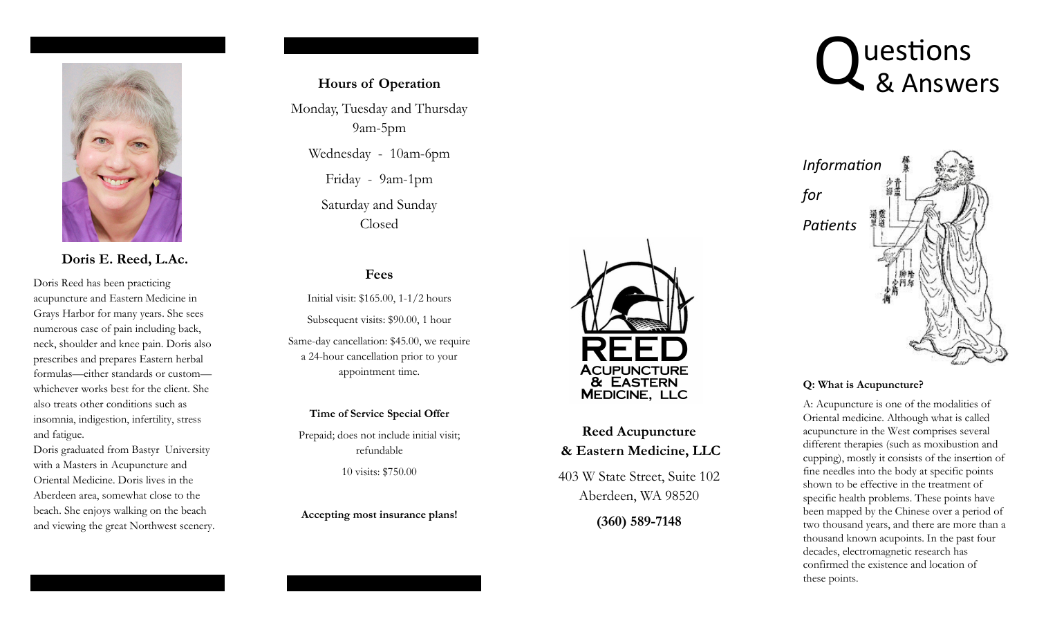### Doris E. Reed, L.Ac.

Doris Reed has been practicing acupuncture and Eastern Medicine in Grays Harbor for many years. She sees numerous case of pain including back, neck, shoulder and knee pain. Doris also prescribes and prepares Eastern herbal formulas—either standards or custom—whichever works best for the client. She also treats other conditions such as insomnia, indigestion, infertility, stress and fatigue.

Doris graduated from Bastyr University with a Masters in Acupuncture and Oriental Medicine. Doris lives in the Aberdeen area, somewhat close to the beach. She enjoys walking on the beach and viewing the great Northwest scenery.

### Hours of Operation

Monday, Tuesday and Thursday
9am-5pm

Wednesday - 10am-6pm

Friday - 9am-1pm

Saturday and Sunday
Closed

### Fees

Initial visit: $165.00, 1-1/2 hours

Subsequent visits: $90.00, 1 hour

Same-day cancellation: $45.00, we require a 24-hour cancellation prior to your appointment time.

**Time of Service Special Offer**

Prepaid; does not include initial visit; refundable

10 visits: $750.00

**Accepting most insurance plans!**

REED
ACUPUNCTURE
& EASTERN
MEDICINE, LLC

**Reed Acupuncture**
**& Eastern Medicine, LLC**

403 W State Street, Suite 102
Aberdeen, WA 98520

**(360) 589-7148**

# Questions & Answers

*Information for Patients*

**Q: What is Acupuncture?**

A: Acupuncture is one of the modalities of Oriental medicine. Although what is called acupuncture in the West comprises several different therapies (such as moxibustion and cupping), mostly it consists of the insertion of fine needles into the body at specific points shown to be effective in the treatment of specific health problems. These points have been mapped by the Chinese over a period of two thousand years, and there are more than a thousand known acupoints. In the past four decades, electromagnetic research has confirmed the existence and location of these points.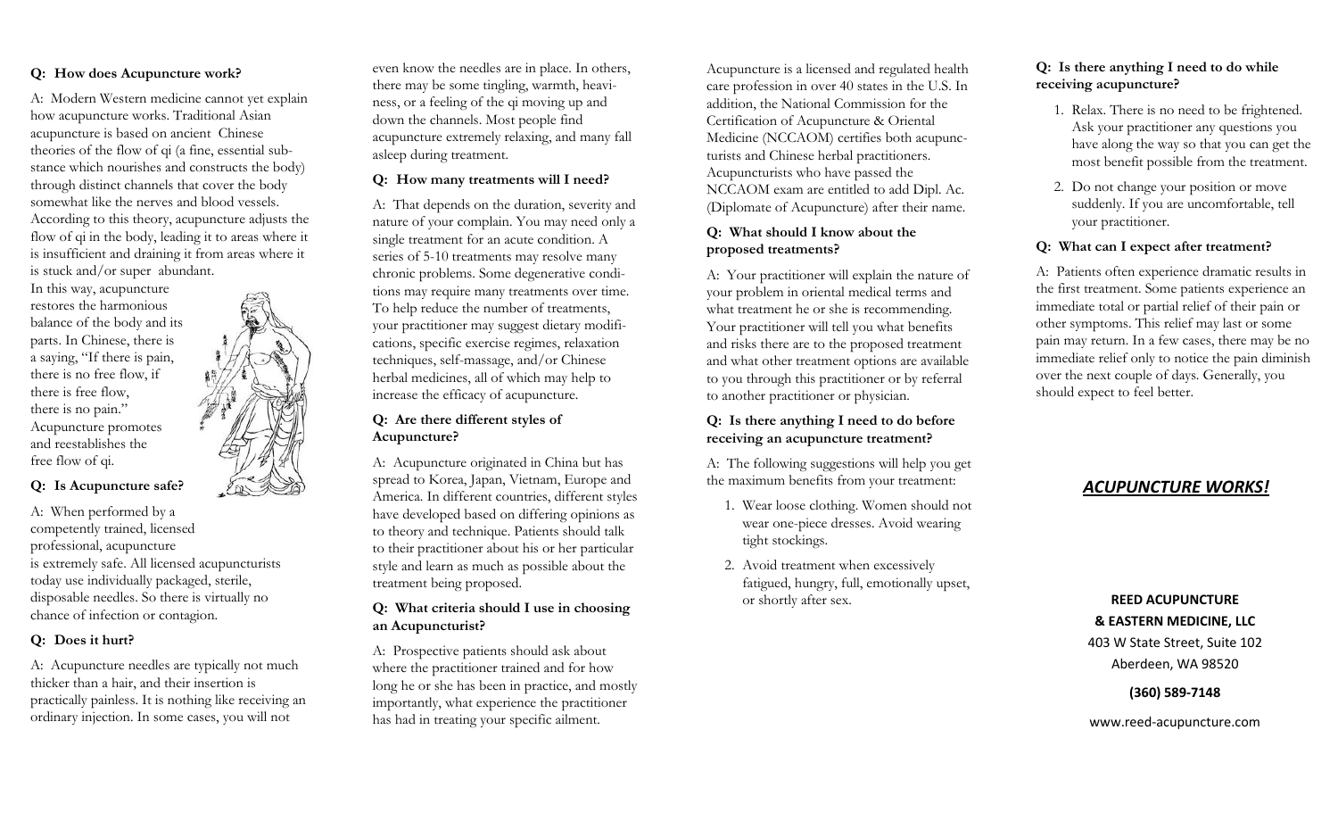**Q: How does Acupuncture work?**

A: Modern Western medicine cannot yet explain how acupuncture works. Traditional Asian acupuncture is based on ancient Chinese theories of the flow of qi (a fine, essential substance which nourishes and constructs the body) through distinct channels that cover the body somewhat like the nerves and blood vessels. According to this theory, acupuncture adjusts the flow of qi in the body, leading it to areas where it is insufficient and draining it from areas where it is stuck and/or super abundant. In this way, acupuncture restores the harmonious balance of the body and its parts. In Chinese, there is a saying, "If there is pain, there is no free flow, if there is free flow, there is no pain." Acupuncture promotes and reestablishes the free flow of qi.

**Q: Is Acupuncture safe?**

A: When performed by a competently trained, licensed professional, acupuncture is extremely safe. All licensed acupuncturists today use individually packaged, sterile, disposable needles. So there is virtually no chance of infection or contagion.

**Q: Does it hurt?**

A: Acupuncture needles are typically not much thicker than a hair, and their insertion is practically painless. It is nothing like receiving an ordinary injection. In some cases, you will not even know the needles are in place. In others, there may be some tingling, warmth, heaviness, or a feeling of the qi moving up and down the channels. Most people find acupuncture extremely relaxing, and many fall asleep during treatment.

**Q: How many treatments will I need?**

A: That depends on the duration, severity and nature of your complain. You may need only a single treatment for an acute condition. A series of 5-10 treatments may resolve many chronic problems. Some degenerative conditions may require many treatments over time. To help reduce the number of treatments, your practitioner may suggest dietary modifications, specific exercise regimes, relaxation techniques, self-massage, and/or Chinese herbal medicines, all of which may help to increase the efficacy of acupuncture.

**Q: Are there different styles of Acupuncture?**

A: Acupuncture originated in China but has spread to Korea, Japan, Vietnam, Europe and America. In different countries, different styles have developed based on differing opinions as to theory and technique. Patients should talk to their practitioner about his or her particular style and learn as much as possible about the treatment being proposed.

**Q: What criteria should I use in choosing an Acupuncturist?**

A: Prospective patients should ask about where the practitioner trained and for how long he or she has been in practice, and mostly importantly, what experience the practitioner has had in treating your specific ailment.

Acupuncture is a licensed and regulated health care profession in over 40 states in the U.S. In addition, the National Commission for the Certification of Acupuncture & Oriental Medicine (NCCAOM) certifies both acupuncturists and Chinese herbal practitioners. Acupuncturists who have passed the NCCAOM exam are entitled to add Dipl. Ac. (Diplomate of Acupuncture) after their name.

**Q: What should I know about the proposed treatments?**

A: Your practitioner will explain the nature of your problem in oriental medical terms and what treatment he or she is recommending. Your practitioner will tell you what benefits and risks there are to the proposed treatment and what other treatment options are available to you through this practitioner or by referral to another practitioner or physician.

**Q: Is there anything I need to do before receiving an acupuncture treatment?**

A: The following suggestions will help you get the maximum benefits from your treatment:

1. Wear loose clothing. Women should not wear one-piece dresses. Avoid wearing tight stockings.
2. Avoid treatment when excessively fatigued, hungry, full, emotionally upset, or shortly after sex.

**Q: Is there anything I need to do while receiving acupuncture?**

1. Relax. There is no need to be frightened. Ask your practitioner any questions you have along the way so that you can get the most benefit possible from the treatment.
2. Do not change your position or move suddenly. If you are uncomfortable, tell your practitioner.

**Q: What can I expect after treatment?**

A: Patients often experience dramatic results in the first treatment. Some patients experience an immediate total or partial relief of their pain or other symptoms. This relief may last or some pain may return. In a few cases, there may be no immediate relief only to notice the pain diminish over the next couple of days. Generally, you should expect to feel better.

***ACUPUNCTURE WORKS!***

**REED ACUPUNCTURE**
**& EASTERN MEDICINE, LLC**
403 W State Street, Suite 102
Aberdeen, WA 98520

**(360) 589-7148**

www.reed-acupuncture.com